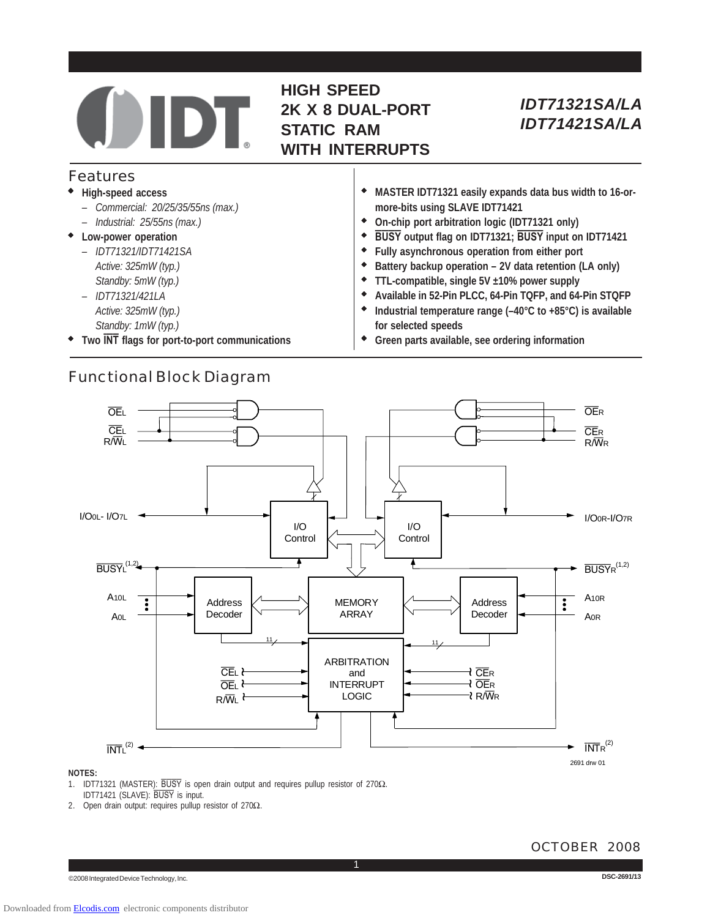# HIGH SPEED 2K X 8 DUAL-PORT STATIC RAM WITH INTERRUPTS

## IDT71321SA/LA
## IDT71421SA/LA

## Features

- **High-speed access**
  - *Commercial: 20/25/35/55ns (max.)*
  - *Industrial: 25/55ns (max.)*
- **Low-power operation**
  - *IDT71321/IDT71421SA*
    *Active: 325mW (typ.)*
    *Standby: 5mW (typ.)*
  - *IDT71321/421LA*
    *Active: 325mW (typ.)*
    *Standby: 1mW (typ.)*
- **Two INT flags for port-to-port communications**
- **MASTER IDT71321 easily expands data bus width to 16-or-more-bits using SLAVE IDT71421**
- **On-chip port arbitration logic (IDT71321 only)**
- **BUSY output flag on IDT71321; BUSY input on IDT71421**
- **Fully asynchronous operation from either port**
- **Battery backup operation – 2V data retention (LA only)**
- **TTL-compatible, single 5V ±10% power supply**
- **Available in 52-Pin PLCC, 64-Pin TQFP, and 64-Pin STQFP**
- **Industrial temperature range (–40°C to +85°C) is available for selected speeds**
- **Green parts available, see ordering information**

## Functional Block Diagram

OEL, CEL, R/WL, I/O0L- I/O7L, BUSYL(1,2), A10L, A0L, I/O Control, Address Decoder, MEMORY ARRAY, ARBITRATION and INTERRUPT LOGIC, INTL(2), OER, CER, R/WR, I/O0R-I/O7R, BUSYR(1,2), A10R, A0R, INTR(2)

2691 drw 01

**NOTES:**

1. IDT71321 (MASTER): BUSY is open drain output and requires pullup resistor of 270Ω.
   IDT71421 (SLAVE): BUSY is input.
2. Open drain output: requires pullup resistor of 270Ω.

OCTOBER 2008

©2008 Integrated Device Technology, Inc.

DSC-2691/13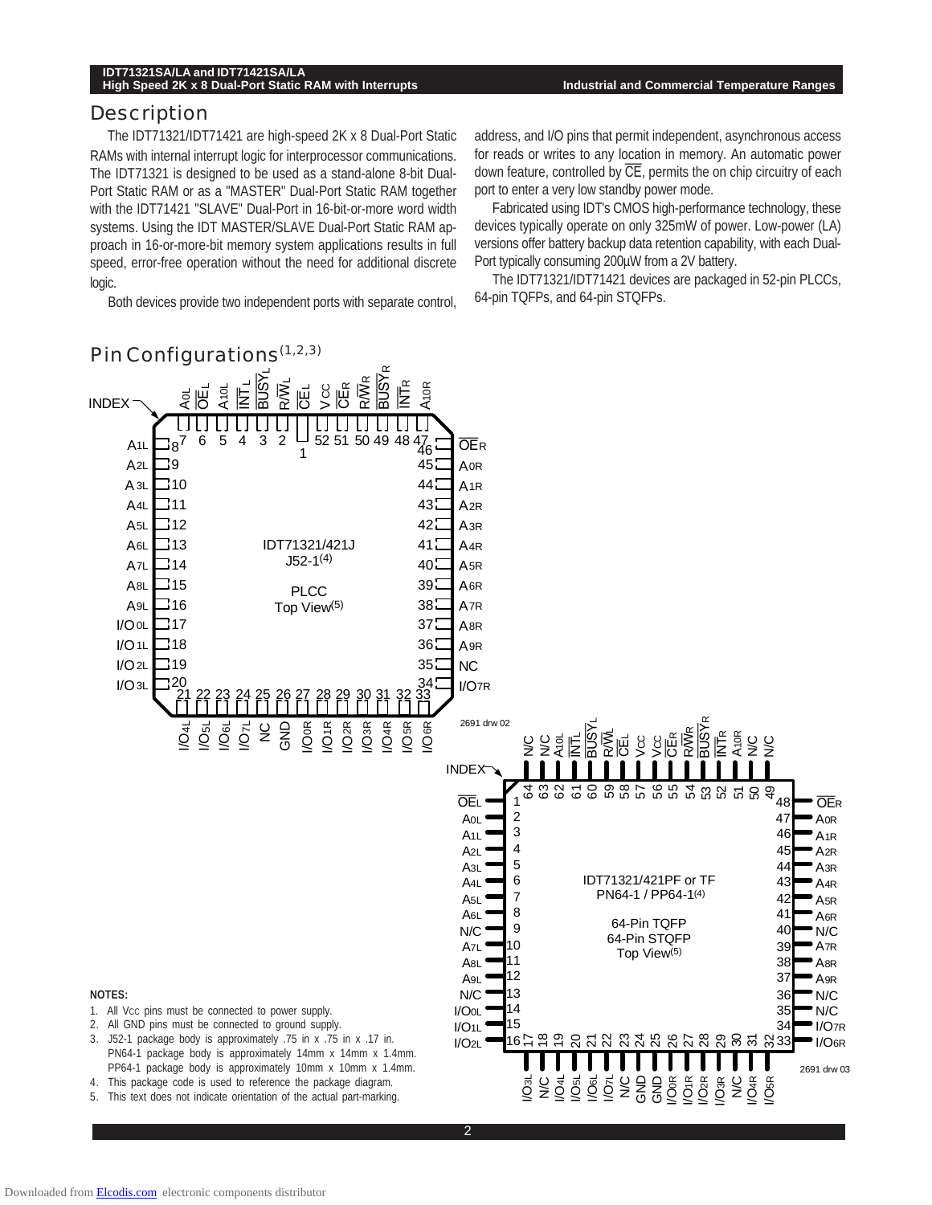## Description

The IDT71321/IDT71421 are high-speed 2K x 8 Dual-Port Static RAMs with internal interrupt logic for interprocessor communications. The IDT71321 is designed to be used as a stand-alone 8-bit Dual-Port Static RAM or as a "MASTER" Dual-Port Static RAM together with the IDT71421 "SLAVE" Dual-Port in 16-bit-or-more word width systems. Using the IDT MASTER/SLAVE Dual-Port Static RAM approach in 16-or-more-bit memory system applications results in full speed, error-free operation without the need for additional discrete logic.

Both devices provide two independent ports with separate control, address, and I/O pins that permit independent, asynchronous access for reads or writes to any location in memory. An automatic power down feature, controlled by CE, permits the on chip circuitry of each port to enter a very low standby power mode.

Fabricated using IDT's CMOS high-performance technology, these devices typically operate on only 325mW of power. Low-power (LA) versions offer battery backup data retention capability, with each Dual-Port typically consuming 200µW from a 2V battery.

The IDT71321/IDT71421 devices are packaged in 52-pin PLCCs, 64-pin TQFPs, and 64-pin STQFPs.

## Pin Configurations(1,2,3)

IDT71321/421J
J52-1(4)

PLCC
Top View(5)

2691 drw 02

IDT71321/421PF or TF
PN64-1 / PP64-1(4)

64-Pin TQFP
64-Pin STQFP
Top View(5)

2691 drw 03

**NOTES:**

1. All VCC pins must be connected to power supply.
2. All GND pins must be connected to ground supply.
3. J52-1 package body is approximately .75 in x .75 in x .17 in.
   PN64-1 package body is approximately 14mm x 14mm x 1.4mm.
   PP64-1 package body is approximately 10mm x 10mm x 1.4mm.
4. This package code is used to reference the package diagram.
5. This text does not indicate orientation of the actual part-marking.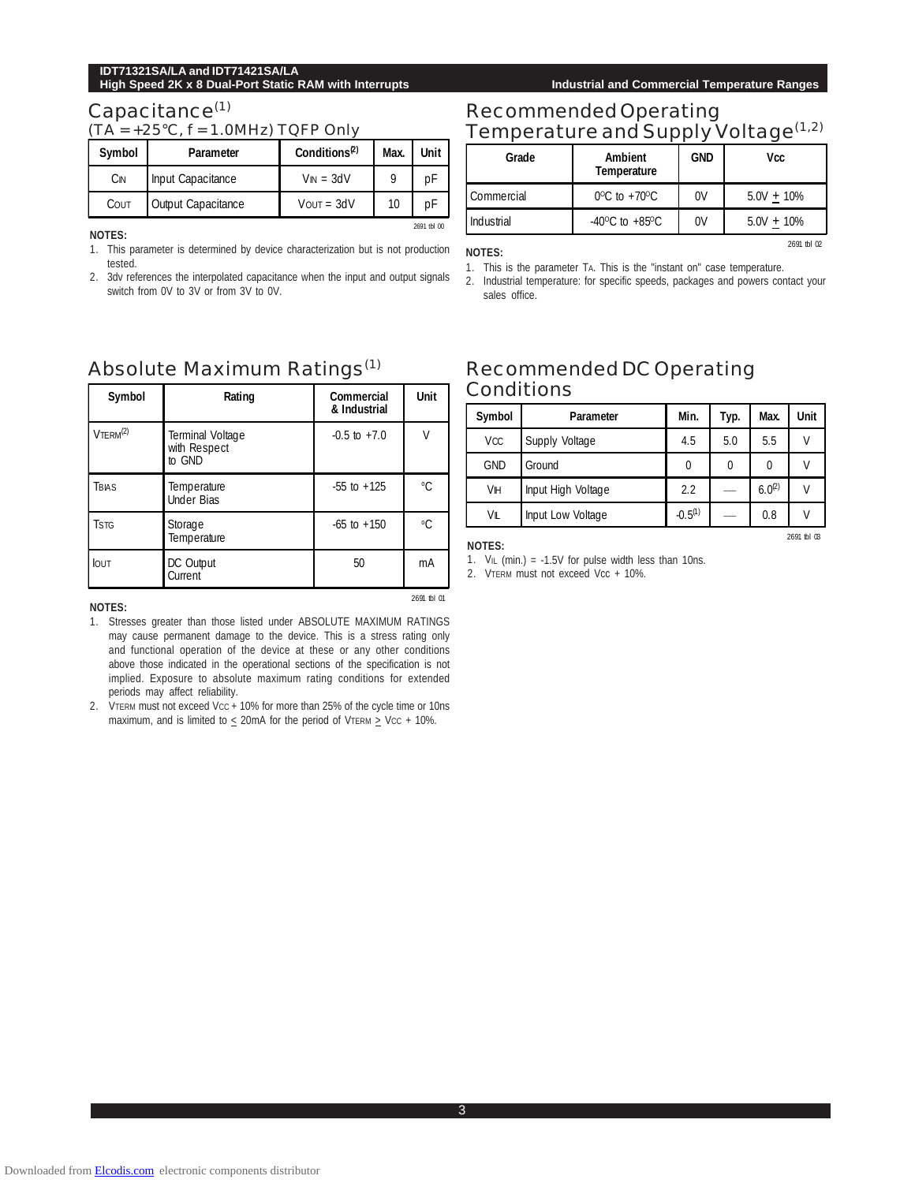## Capacitance[1]

(TA = +25°C, f = 1.0MHz) TQFP Only

| Symbol | Parameter | Conditions[2] | Max. | Unit |
|---|---|---|---|---|
| $C_{IN}$ | Input Capacitance | $V_{IN}$ = 3dV | 9 | pF |
| $C_{OUT}$ | Output Capacitance | $V_{OUT}$ = 3dV | 10 | pF |

2691 tbl 00

**NOTES:**

1. This parameter is determined by device characterization but is not production tested.
2. 3dv references the interpolated capacitance when the input and output signals switch from 0V to 3V or from 3V to 0V.

## Recommended Operating Temperature and Supply Voltage[1,2]

| Grade | Ambient Temperature | GND | Vcc |
|---|---|---|---|
| Commercial | 0°C to +70°C | 0V | 5.0V ± 10% |
| Industrial | -40°C to +85°C | 0V | 5.0V ± 10% |

2691 tbl 02

**NOTES:**

1. This is the parameter $T_A$. This is the "instant on" case temperature.
2. Industrial temperature: for specific speeds, packages and powers contact your sales office.

## Absolute Maximum Ratings[1]

| Symbol | Rating | Commercial & Industrial | Unit |
|---|---|---|---|
| $V_{TERM}$[2] | Terminal Voltage with Respect to GND | -0.5 to +7.0 | V |
| $T_{BIAS}$ | Temperature Under Bias | -55 to +125 | °C |
| $T_{STG}$ | Storage Temperature | -65 to +150 | °C |
| $I_{OUT}$ | DC Output Current | 50 | mA |

2691 tbl 01

**NOTES:**

1. Stresses greater than those listed under ABSOLUTE MAXIMUM RATINGS may cause permanent damage to the device. This is a stress rating only and functional operation of the device at these or any other conditions above those indicated in the operational sections of the specification is not implied. Exposure to absolute maximum rating conditions for extended periods may affect reliability.
2. $V_{TERM}$ must not exceed Vcc + 10% for more than 25% of the cycle time or 10ns maximum, and is limited to ≤ 20mA for the period of $V_{TERM}$ ≥ Vcc + 10%.

## Recommended DC Operating Conditions

| Symbol | Parameter | Min. | Typ. | Max. | Unit |
|---|---|---|---|---|---|
| $V_{CC}$ | Supply Voltage | 4.5 | 5.0 | 5.5 | V |
| GND | Ground | 0 | 0 | 0 | V |
| $V_{IH}$ | Input High Voltage | 2.2 | — | 6.0[2] | V |
| $V_{IL}$ | Input Low Voltage | -0.5[1] | — | 0.8 | V |

2691 tbl 03

**NOTES:**

1. $V_{IL}$ (min.) = -1.5V for pulse width less than 10ns.
2. $V_{TERM}$ must not exceed Vcc + 10%.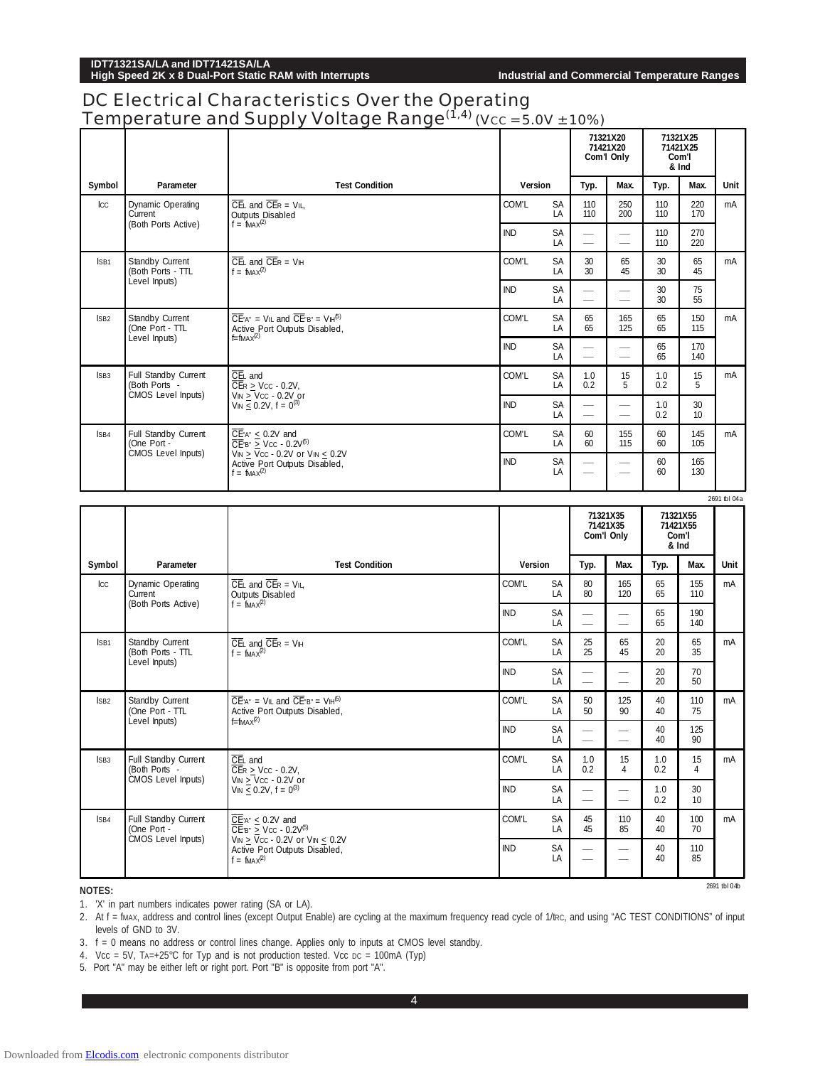## DC Electrical Characteristics Over the Operating Temperature and Supply Voltage Range[1,4] ($V_{CC}$ = 5.0V ± 10%)

| Symbol | Parameter | Test Condition | Version | | 71321X20 71421X20 Com'l Only | | 71321X25 71421X25 Com'l & Ind | | Unit |
|---|---|---|---|---|---|---|---|---|---|
| | | | | | Typ. | Max. | Typ. | Max. | |
| $I_{CC}$ | Dynamic Operating Current (Both Ports Active) | $\overline{CE}_L$ and $\overline{CE}_R$ = $V_{IL}$, Outputs Disabled f = $f_{MAX}$[2] | COM'L | SA<br>LA | 110<br>110 | 250<br>200 | 110<br>110 | 220<br>170 | mA |
| | | | IND | SA<br>LA | —<br>— | —<br>— | 110<br>110 | 270<br>220 | |
| $I_{SB1}$ | Standby Current (Both Ports - TTL Level Inputs) | $\overline{CE}_L$ and $\overline{CE}_R$ = $V_{IH}$ f = $f_{MAX}$[2] | COM'L | SA<br>LA | 30<br>30 | 65<br>45 | 30<br>30 | 65<br>45 | mA |
| | | | IND | SA<br>LA | —<br>— | —<br>— | 30<br>30 | 75<br>55 | |
| $I_{SB2}$ | Standby Current (One Port - TTL Level Inputs) | $\overline{CE}_{"A"}$ = $V_{IL}$ and $\overline{CE}_{"B"}$ = $V_{IH}$[5] Active Port Outputs Disabled, f=$f_{MAX}$[2] | COM'L | SA<br>LA | 65<br>65 | 165<br>125 | 65<br>65 | 150<br>115 | mA |
| | | | IND | SA<br>LA | —<br>— | —<br>— | 65<br>65 | 170<br>140 | |
| $I_{SB3}$ | Full Standby Current (Both Ports - CMOS Level Inputs) | $\overline{CE}_L$ and $\overline{CE}_R$ ≥ $V_{CC}$ - 0.2V, $V_{IN}$ ≥ $V_{CC}$ - 0.2V or $V_{IN}$ ≤ 0.2V, f = 0[3] | COM'L | SA<br>LA | 1.0<br>0.2 | 15<br>5 | 1.0<br>0.2 | 15<br>5 | mA |
| | | | IND | SA<br>LA | —<br>— | —<br>— | 1.0<br>0.2 | 30<br>10 | |
| $I_{SB4}$ | Full Standby Current (One Port - CMOS Level Inputs) | $\overline{CE}_{"A"}$ ≤ 0.2V and $\overline{CE}_{"B"}$ ≥ $V_{CC}$ - 0.2V[5] $V_{IN}$ ≥ $V_{CC}$ - 0.2V or $V_{IN}$ ≤ 0.2V Active Port Outputs Disabled, f = $f_{MAX}$[2] | COM'L | SA<br>LA | 60<br>60 | 155<br>115 | 60<br>60 | 145<br>105 | mA |
| | | | IND | SA<br>LA | —<br>— | —<br>— | 60<br>60 | 165<br>130 | |

2691 tbl 04a

| Symbol | Parameter | Test Condition | Version | | 71321X35 71421X35 Com'l Only | | 71321X55 71421X55 Com'l & Ind | | Unit |
|---|---|---|---|---|---|---|---|---|---|
| | | | | | Typ. | Max. | Typ. | Max. | |
| $I_{CC}$ | Dynamic Operating Current (Both Ports Active) | $\overline{CE}_L$ and $\overline{CE}_R$ = $V_{IL}$, Outputs Disabled f = $f_{MAX}$[2] | COM'L | SA<br>LA | 80<br>80 | 165<br>120 | 65<br>65 | 155<br>110 | mA |
| | | | IND | SA<br>LA | —<br>— | —<br>— | 65<br>65 | 190<br>140 | |
| $I_{SB1}$ | Standby Current (Both Ports - TTL Level Inputs) | $\overline{CE}_L$ and $\overline{CE}_R$ = $V_{IH}$ f = $f_{MAX}$[2] | COM'L | SA<br>LA | 25<br>25 | 65<br>45 | 20<br>20 | 65<br>35 | mA |
| | | | IND | SA<br>LA | —<br>— | —<br>— | 20<br>20 | 70<br>50 | |
| $I_{SB2}$ | Standby Current (One Port - TTL Level Inputs) | $\overline{CE}_{"A"}$ = $V_{IL}$ and $\overline{CE}_{"B"}$ = $V_{IH}$[5] Active Port Outputs Disabled, f=$f_{MAX}$[2] | COM'L | SA<br>LA | 50<br>50 | 125<br>90 | 40<br>40 | 110<br>75 | mA |
| | | | IND | SA<br>LA | —<br>— | —<br>— | 40<br>40 | 125<br>90 | |
| $I_{SB3}$ | Full Standby Current (Both Ports - CMOS Level Inputs) | $\overline{CE}_L$ and $\overline{CE}_R$ ≥ $V_{CC}$ - 0.2V, $V_{IN}$ ≥ $V_{CC}$ - 0.2V or $V_{IN}$ ≤ 0.2V, f = 0[3] | COM'L | SA<br>LA | 1.0<br>0.2 | 15<br>4 | 1.0<br>0.2 | 15<br>4 | mA |
| | | | IND | SA<br>LA | —<br>— | —<br>— | 1.0<br>0.2 | 30<br>10 | |
| $I_{SB4}$ | Full Standby Current (One Port - CMOS Level Inputs) | $\overline{CE}_{"A"}$ ≤ 0.2V and $\overline{CE}_{"B"}$ ≥ $V_{CC}$ - 0.2V[5] $V_{IN}$ ≥ $V_{CC}$ - 0.2V or $V_{IN}$ ≤ 0.2V Active Port Outputs Disabled, f = $f_{MAX}$[2] | COM'L | SA<br>LA | 45<br>45 | 110<br>85 | 40<br>40 | 100<br>70 | mA |
| | | | IND | SA<br>LA | —<br>— | —<br>— | 40<br>40 | 110<br>85 | |

2691 tbl 04b

**NOTES:**

1. 'X' in part numbers indicates power rating (SA or LA).
2. At f = $f_{MAX}$, address and control lines (except Output Enable) are cycling at the maximum frequency read cycle of 1/$t_{RC}$, and using "AC TEST CONDITIONS" of input levels of GND to 3V.
3. f = 0 means no address or control lines change. Applies only to inputs at CMOS level standby.
4. Vcc = 5V, $T_A$=+25°C for Typ and is not production tested. $V_{CC}$ DC = 100mA (Typ)
5. Port "A" may be either left or right port. Port "B" is opposite from port "A".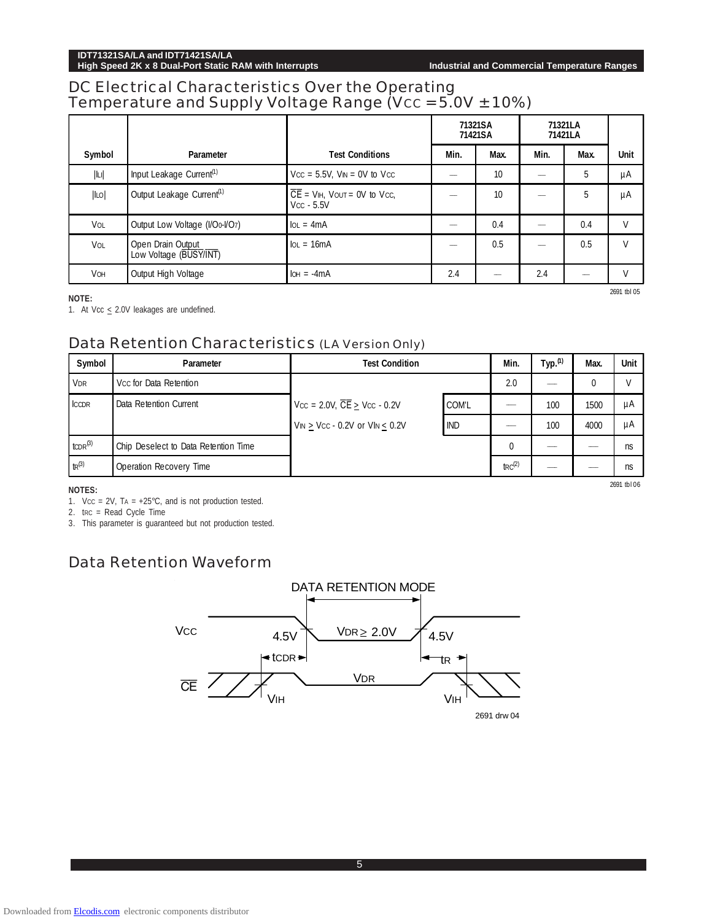## DC Electrical Characteristics Over the Operating Temperature and Supply Voltage Range ($V_{CC}$ = 5.0V ± 10%)

| Symbol | Parameter | Test Conditions | 71321SA 71421SA | | 71321LA 71421LA | | Unit |
|---|---|---|---|---|---|---|---|
| | | | Min. | Max. | Min. | Max. | |
| $\|I_{LI}\|$ | Input Leakage Current[1] | $V_{CC}$ = 5.5V, $V_{IN}$ = 0V to $V_{CC}$ | — | 10 | — | 5 | µA |
| $\|I_{LO}\|$ | Output Leakage Current[1] | $\overline{CE}$ = $V_{IH}$, $V_{OUT}$ = 0V to $V_{CC}$, $V_{CC}$ - 5.5V | — | 10 | — | 5 | µA |
| $V_{OL}$ | Output Low Voltage ($I/O_0$-$I/O_7$) | $I_{OL}$ = 4mA | — | 0.4 | — | 0.4 | V |
| $V_{OL}$ | Open Drain Output Low Voltage ($\overline{BUSY}$/$\overline{INT}$) | $I_{OL}$ = 16mA | — | 0.5 | — | 0.5 | V |
| $V_{OH}$ | Output High Voltage | $I_{OH}$ = -4mA | 2.4 | — | 2.4 | — | V |

2691 tbl 05

**NOTE:**
1. At Vcc ≤ 2.0V leakages are undefined.

## Data Retention Characteristics (LA Version Only)

| Symbol | Parameter | Test Condition | | Min. | Typ.[1] | Max. | Unit |
|---|---|---|---|---|---|---|---|
| $V_{DR}$ | $V_{CC}$ for Data Retention | | | 2.0 | — | 0 | V |
| $I_{CCDR}$ | Data Retention Current | $V_{CC}$ = 2.0V, $\overline{CE}$ ≥ $V_{CC}$ - 0.2V | COM'L | — | 100 | 1500 | µA |
| | | $V_{IN}$ ≥ $V_{CC}$ - 0.2V or $V_{IN}$ ≤ 0.2V | IND | — | 100 | 4000 | µA |
| $t_{CDR}$[3] | Chip Deselect to Data Retention Time | | | 0 | — | — | ns |
| $t_R$[3] | Operation Recovery Time | | | $t_{RC}$[2] | — | — | ns |

2691 tbl 06

**NOTES:**
1. $V_{CC}$ = 2V, $T_A$ = +25°C, and is not production tested.
2. $t_{RC}$ = Read Cycle Time
3. This parameter is guaranteed but not production tested.

## Data Retention Waveform

DATA RETENTION MODE

Vcc — 4.5V — $V_{DR}$ ≥ 2.0V — 4.5V

$t_{CDR}$ — $t_R$

$\overline{CE}$ — $V_{IH}$ — $V_{DR}$ — $V_{IH}$

2691 drw 04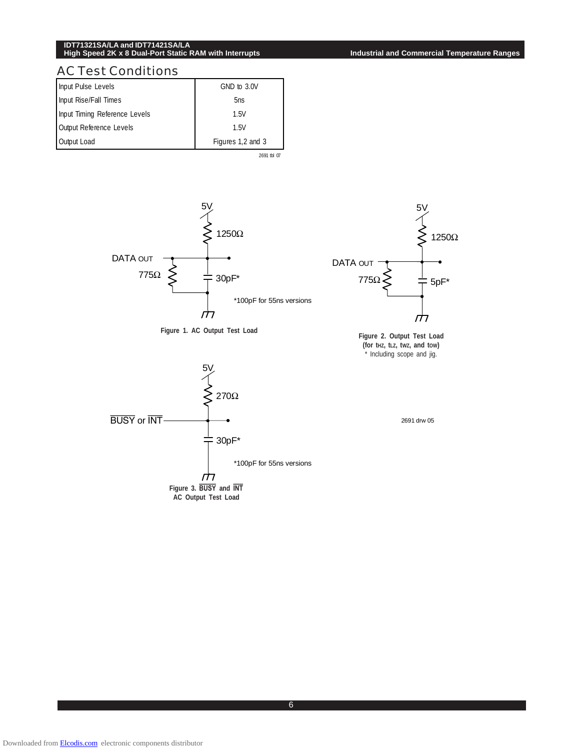## AC Test Conditions

| | |
|---|---|
| Input Pulse Levels | GND to 3.0V |
| Input Rise/Fall Times | 5ns |
| Input Timing Reference Levels | 1.5V |
| Output Reference Levels | 1.5V |
| Output Load | Figures 1,2 and 3 |

2691 tbl 07

5V
1250Ω
DATA OUT
775Ω
30pF*
*100pF for 55ns versions

**Figure 1. AC Output Test Load**

5V
1250Ω
DATA OUT
775Ω
5pF*

**Figure 2. Output Test Load (for $t_{HZ}$, $t_{LZ}$, $t_{WZ}$, and $t_{OW}$)**
\* Including scope and jig.

5V
270Ω
BUSY or INT
30pF*
*100pF for 55ns versions

**Figure 3. BUSY and INT AC Output Test Load**

2691 drw 05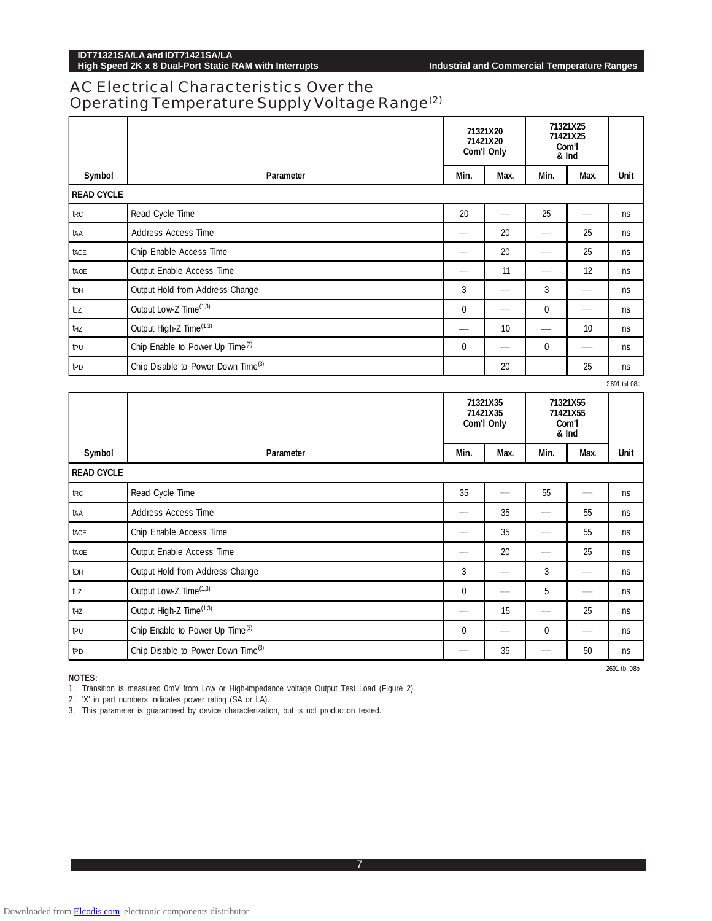## AC Electrical Characteristics Over the Operating Temperature Supply Voltage Range[2]

| Symbol | Parameter | 71321X20 71421X20 Com'l Only | | 71321X25 71421X25 Com'l & Ind | | Unit |
|---|---|---|---|---|---|---|
| | | Min. | Max. | Min. | Max. | |
| **READ CYCLE** | | | | | | |
| $t_{RC}$ | Read Cycle Time | 20 | —— | 25 | —— | ns |
| $t_{AA}$ | Address Access Time | —— | 20 | —— | 25 | ns |
| $t_{ACE}$ | Chip Enable Access Time | —— | 20 | —— | 25 | ns |
| $t_{AOE}$ | Output Enable Access Time | —— | 11 | —— | 12 | ns |
| $t_{OH}$ | Output Hold from Address Change | 3 | —— | 3 | —— | ns |
| $t_{LZ}$ | Output Low-Z Time[1,3] | 0 | —— | 0 | —— | ns |
| $t_{HZ}$ | Output High-Z Time[1,3] | —— | 10 | —— | 10 | ns |
| $t_{PU}$ | Chip Enable to Power Up Time[3] | 0 | —— | 0 | —— | ns |
| $t_{PD}$ | Chip Disable to Power Down Time[3] | —— | 20 | —— | 25 | ns |

2691 tbl 08a

| Symbol | Parameter | 71321X35 71421X35 Com'l Only | | 71321X55 71421X55 Com'l & Ind | | Unit |
|---|---|---|---|---|---|---|
| | | Min. | Max. | Min. | Max. | |
| **READ CYCLE** | | | | | | |
| $t_{RC}$ | Read Cycle Time | 35 | —— | 55 | —— | ns |
| $t_{AA}$ | Address Access Time | —— | 35 | —— | 55 | ns |
| $t_{ACE}$ | Chip Enable Access Time | —— | 35 | —— | 55 | ns |
| $t_{AOE}$ | Output Enable Access Time | —— | 20 | —— | 25 | ns |
| $t_{OH}$ | Output Hold from Address Change | 3 | —— | 3 | —— | ns |
| $t_{LZ}$ | Output Low-Z Time[1,3] | 0 | —— | 5 | —— | ns |
| $t_{HZ}$ | Output High-Z Time[1,3] | —— | 15 | —— | 25 | ns |
| $t_{PU}$ | Chip Enable to Power Up Time[3] | 0 | —— | 0 | —— | ns |
| $t_{PD}$ | Chip Disable to Power Down Time[3] | —— | 35 | —— | 50 | ns |

2691 tbl 08b

**NOTES:**

1. Transition is measured 0mV from Low or High-impedance voltage Output Test Load (Figure 2).
2. 'X' in part numbers indicates power rating (SA or LA).
3. This parameter is guaranteed by device characterization, but is not production tested.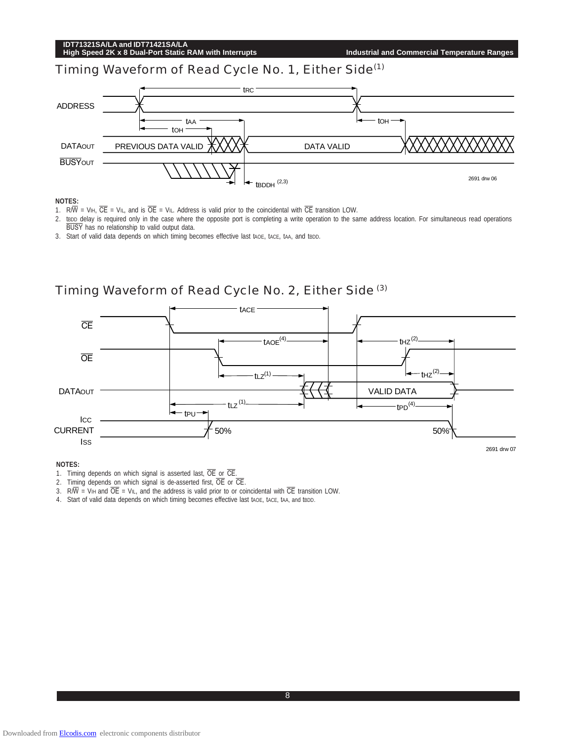## Timing Waveform of Read Cycle No. 1, Either Side[1]

ADDRESS, DATAOUT, BUSYOUT — tRC, tAA, tOH, tOH, PREVIOUS DATA VALID, DATA VALID, tBDDH (2,3)

2691 drw 06

**NOTES:**

1. R/$\overline{W}$ = VIH, $\overline{CE}$ = VIL, and is $\overline{OE}$ = VIL. Address is valid prior to the coincidental with $\overline{CE}$ transition LOW.
2. tBDD delay is required only in the case where the opposite port is completing a write operation to the same address location. For simultaneous read operations $\overline{BUSY}$ has no relationship to valid output data.
3. Start of valid data depends on which timing becomes effective last tAOE, tACE, tAA, and tBDD.

## Timing Waveform of Read Cycle No. 2, Either Side[3]

$\overline{CE}$, $\overline{OE}$, DATAOUT, ICC CURRENT ISS — tACE, tAOE(4), tHZ(2), tLZ(1), tHZ(2), VALID DATA, tLZ(1), tPD(4), tPU, 50%, 50%

2691 drw 07

**NOTES:**

1. Timing depends on which signal is asserted last, $\overline{OE}$ or $\overline{CE}$.
2. Timing depends on which signal is de-asserted first, $\overline{OE}$ or $\overline{CE}$.
3. R/$\overline{W}$ = VIH and $\overline{OE}$ = VIL, and the address is valid prior to or coincidental with $\overline{CE}$ transition LOW.
4. Start of valid data depends on which timing becomes effective last tAOE, tACE, tAA, and tBDD.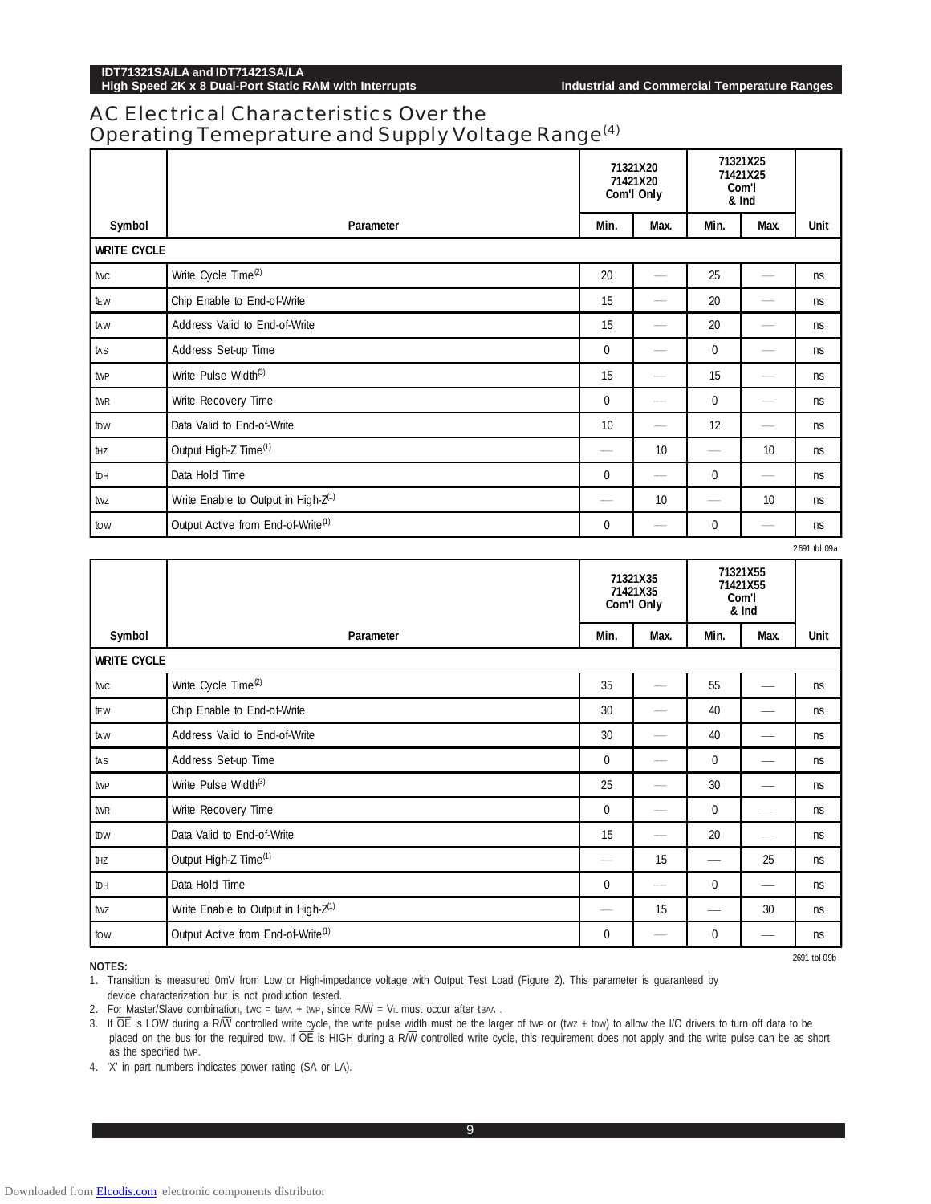# AC Electrical Characteristics Over the Operating Temepreature and Supply Voltage Range(4)

| Symbol | Parameter | 71321X20 71421X20 Com'l Only | | 71321X25 71421X25 Com'l & Ind | | Unit |
|---|---|---|---|---|---|---|
| | | Min. | Max. | Min. | Max. | |
| **WRITE CYCLE** | | | | | | |
| $t_{WC}$ | Write Cycle Time(2) | 20 | — | 25 | — | ns |
| $t_{EW}$ | Chip Enable to End-of-Write | 15 | — | 20 | — | ns |
| $t_{AW}$ | Address Valid to End-of-Write | 15 | — | 20 | — | ns |
| $t_{AS}$ | Address Set-up Time | 0 | — | 0 | — | ns |
| $t_{WP}$ | Write Pulse Width(3) | 15 | — | 15 | — | ns |
| $t_{WR}$ | Write Recovery Time | 0 | — | 0 | — | ns |
| $t_{DW}$ | Data Valid to End-of-Write | 10 | — | 12 | — | ns |
| $t_{HZ}$ | Output High-Z Time(1) | — | 10 | — | 10 | ns |
| $t_{DH}$ | Data Hold Time | 0 | — | 0 | — | ns |
| $t_{WZ}$ | Write Enable to Output in High-Z(1) | — | 10 | — | 10 | ns |
| $t_{OW}$ | Output Active from End-of-Write(1) | 0 | — | 0 | — | ns |

2691 tbl 09a

| Symbol | Parameter | 71321X35 71421X35 Com'l Only | | 71321X55 71421X55 Com'l & Ind | | Unit |
|---|---|---|---|---|---|---|
| | | Min. | Max. | Min. | Max. | |
| **WRITE CYCLE** | | | | | | |
| $t_{WC}$ | Write Cycle Time(2) | 35 | — | 55 | — | ns |
| $t_{EW}$ | Chip Enable to End-of-Write | 30 | — | 40 | — | ns |
| $t_{AW}$ | Address Valid to End-of-Write | 30 | — | 40 | — | ns |
| $t_{AS}$ | Address Set-up Time | 0 | — | 0 | — | ns |
| $t_{WP}$ | Write Pulse Width(3) | 25 | — | 30 | — | ns |
| $t_{WR}$ | Write Recovery Time | 0 | — | 0 | — | ns |
| $t_{DW}$ | Data Valid to End-of-Write | 15 | — | 20 | — | ns |
| $t_{HZ}$ | Output High-Z Time(1) | — | 15 | — | 25 | ns |
| $t_{DH}$ | Data Hold Time | 0 | — | 0 | — | ns |
| $t_{WZ}$ | Write Enable to Output in High-Z(1) | — | 15 | — | 30 | ns |
| $t_{OW}$ | Output Active from End-of-Write(1) | 0 | — | 0 | — | ns |

2691 tbl 09b

**NOTES:**

1. Transition is measured 0mV from Low or High-impedance voltage with Output Test Load (Figure 2). This parameter is guaranteed by device characterization but is not production tested.
2. For Master/Slave combination, $t_{WC} = t_{BAA} + t_{WP}$, since $R/\overline{W} = V_{IL}$ must occur after $t_{BAA}$ .
3. If $\overline{OE}$ is LOW during a $R/\overline{W}$ controlled write cycle, the write pulse width must be the larger of $t_{WP}$ or ($t_{WZ} + t_{DW}$) to allow the I/O drivers to turn off data to be placed on the bus for the required $t_{DW}$. If $\overline{OE}$ is HIGH during a $R/\overline{W}$ controlled write cycle, this requirement does not apply and the write pulse can be as short as the specified $t_{WP}$.
4. 'X' in part numbers indicates power rating (SA or LA).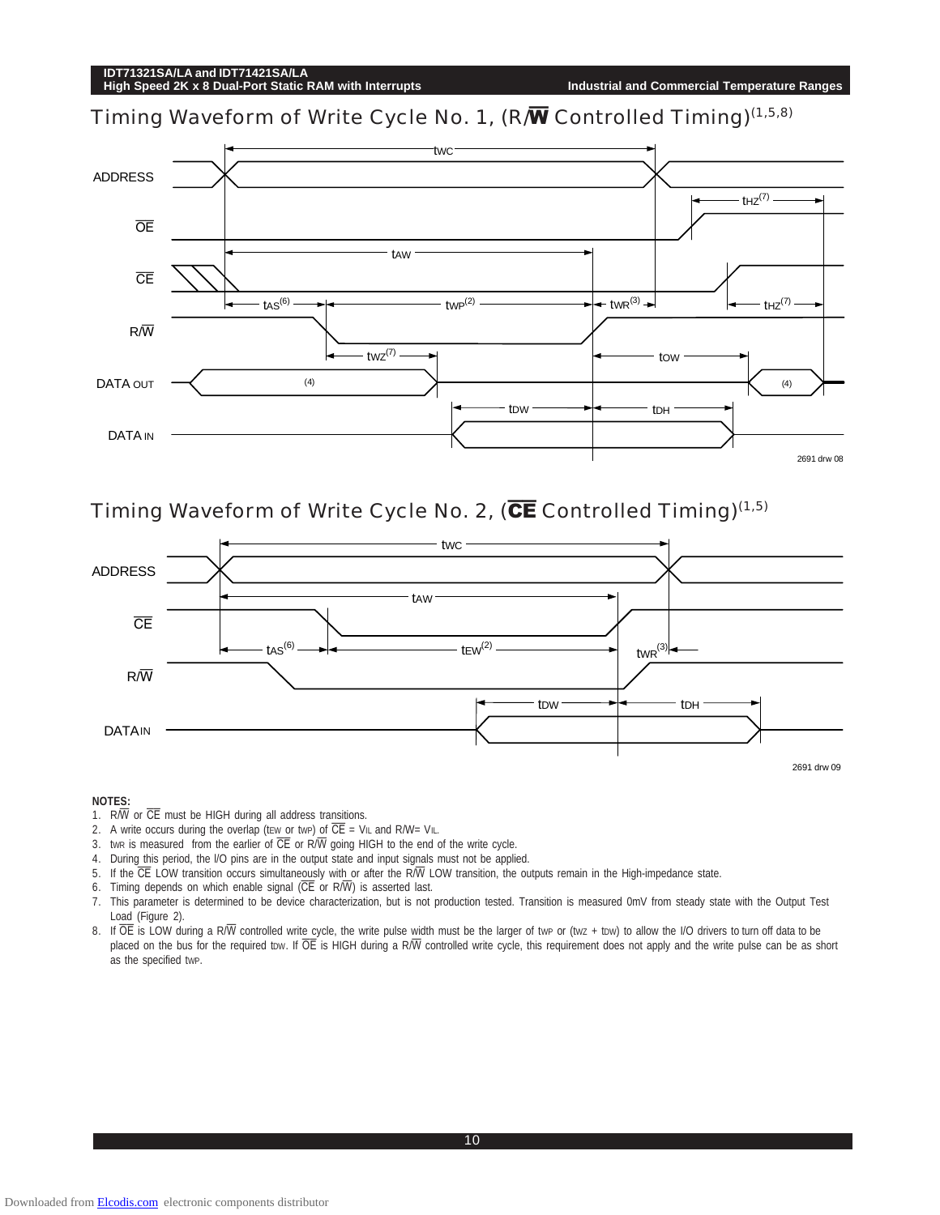## Timing Waveform of Write Cycle No. 1, (R/$\overline{W}$ Controlled Timing)(1,5,8)

ADDRESS

$\overline{OE}$

$\overline{CE}$

R/$\overline{W}$

DATA OUT

DATA IN

tWC, tHZ(7), tAW, tAS(6), tWP(2), tWR(3), tHZ(7), tWZ(7), tOW, (4), (4), tDW, tDH

2691 drw 08

## Timing Waveform of Write Cycle No. 2, ($\overline{CE}$ Controlled Timing)(1,5)

ADDRESS

$\overline{CE}$

R/$\overline{W}$

DATAIN

tWC, tAW, tAS(6), tEW(2), tWR(3), tDW, tDH

2691 drw 09

**NOTES:**

1. R/$\overline{W}$ or $\overline{CE}$ must be HIGH during all address transitions.
2. A write occurs during the overlap (tEW or tWP) of $\overline{CE}$ = VIL and R/W= VIL.
3. tWR is measured from the earlier of $\overline{CE}$ or R/$\overline{W}$ going HIGH to the end of the write cycle.
4. During this period, the I/O pins are in the output state and input signals must not be applied.
5. If the $\overline{CE}$ LOW transition occurs simultaneously with or after the R/$\overline{W}$ LOW transition, the outputs remain in the High-impedance state.
6. Timing depends on which enable signal ($\overline{CE}$ or R/$\overline{W}$) is asserted last.
7. This parameter is determined to be device characterization, but is not production tested. Transition is measured 0mV from steady state with the Output Test Load (Figure 2).
8. If $\overline{OE}$ is LOW during a R/$\overline{W}$ controlled write cycle, the write pulse width must be the larger of tWP or (tWZ + tDW) to allow the I/O drivers to turn off data to be placed on the bus for the required tDW. If $\overline{OE}$ is HIGH during a R/$\overline{W}$ controlled write cycle, this requirement does not apply and the write pulse can be as short as the specified tWP.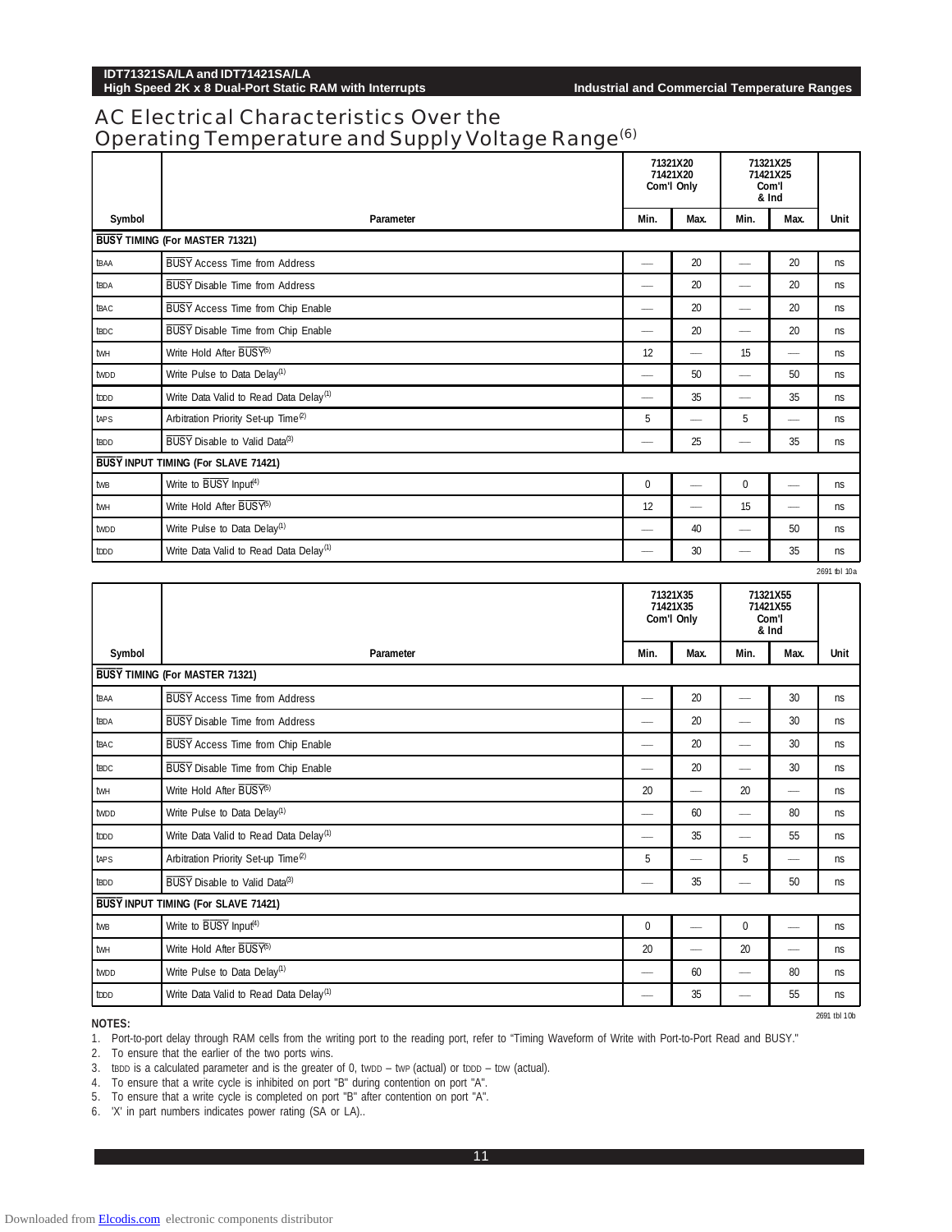## AC Electrical Characteristics Over the Operating Temperature and Supply Voltage Range(6)

| Symbol | Parameter | 71321X20 71421X20 Com'l Only | | 71321X25 71421X25 Com'l & Ind | | Unit |
|---|---|---|---|---|---|---|
| | | Min. | Max. | Min. | Max. | |
| **BUSY TIMING (For MASTER 71321)** | | | | | | |
| $t_{BAA}$ | BUSY Access Time from Address | — | 20 | — | 20 | ns |
| $t_{BDA}$ | BUSY Disable Time from Address | — | 20 | — | 20 | ns |
| $t_{BAC}$ | BUSY Access Time from Chip Enable | — | 20 | — | 20 | ns |
| $t_{BDC}$ | BUSY Disable Time from Chip Enable | — | 20 | — | 20 | ns |
| $t_{WH}$ | Write Hold After BUSY(5) | 12 | — | 15 | — | ns |
| $t_{WDD}$ | Write Pulse to Data Delay(1) | — | 50 | — | 50 | ns |
| $t_{DDD}$ | Write Data Valid to Read Data Delay(1) | — | 35 | — | 35 | ns |
| $t_{APS}$ | Arbitration Priority Set-up Time(2) | 5 | — | 5 | — | ns |
| $t_{BDD}$ | BUSY Disable to Valid Data(3) | — | 25 | — | 35 | ns |
| **BUSY INPUT TIMING (For SLAVE 71421)** | | | | | | |
| $t_{WB}$ | Write to BUSY Input(4) | 0 | — | 0 | — | ns |
| $t_{WH}$ | Write Hold After BUSY(5) | 12 | — | 15 | — | ns |
| $t_{WDD}$ | Write Pulse to Data Delay(1) | — | 40 | — | 50 | ns |
| $t_{DDD}$ | Write Data Valid to Read Data Delay(1) | — | 30 | — | 35 | ns |

2691 tbl 10a

| Symbol | Parameter | 71321X35 71421X35 Com'l Only | | 71321X55 71421X55 Com'l & Ind | | Unit |
|---|---|---|---|---|---|---|
| | | Min. | Max. | Min. | Max. | |
| **BUSY TIMING (For MASTER 71321)** | | | | | | |
| $t_{BAA}$ | BUSY Access Time from Address | — | 20 | — | 30 | ns |
| $t_{BDA}$ | BUSY Disable Time from Address | — | 20 | — | 30 | ns |
| $t_{BAC}$ | BUSY Access Time from Chip Enable | — | 20 | — | 30 | ns |
| $t_{BDC}$ | BUSY Disable Time from Chip Enable | — | 20 | — | 30 | ns |
| $t_{WH}$ | Write Hold After BUSY(5) | 20 | — | 20 | — | ns |
| $t_{WDD}$ | Write Pulse to Data Delay(1) | — | 60 | — | 80 | ns |
| $t_{DDD}$ | Write Data Valid to Read Data Delay(1) | — | 35 | — | 55 | ns |
| $t_{APS}$ | Arbitration Priority Set-up Time(2) | 5 | — | 5 | — | ns |
| $t_{BDD}$ | BUSY Disable to Valid Data(3) | — | 35 | — | 50 | ns |
| **BUSY INPUT TIMING (For SLAVE 71421)** | | | | | | |
| $t_{WB}$ | Write to BUSY Input(4) | 0 | — | 0 | — | ns |
| $t_{WH}$ | Write Hold After BUSY(5) | 20 | — | 20 | — | ns |
| $t_{WDD}$ | Write Pulse to Data Delay(1) | — | 60 | — | 80 | ns |
| $t_{DDD}$ | Write Data Valid to Read Data Delay(1) | — | 35 | — | 55 | ns |

2691 tbl 10b

**NOTES:**

1. Port-to-port delay through RAM cells from the writing port to the reading port, refer to "Timing Waveform of Write with Port-to-Port Read and BUSY."
2. To ensure that the earlier of the two ports wins.
3. $t_{BDD}$ is a calculated parameter and is the greater of 0, $t_{WDD}$ – $t_{WP}$ (actual) or $t_{DDD}$ – $t_{DW}$ (actual).
4. To ensure that a write cycle is inhibited on port "B" during contention on port "A".
5. To ensure that a write cycle is completed on port "B" after contention on port "A".
6. 'X' in part numbers indicates power rating (SA or LA)..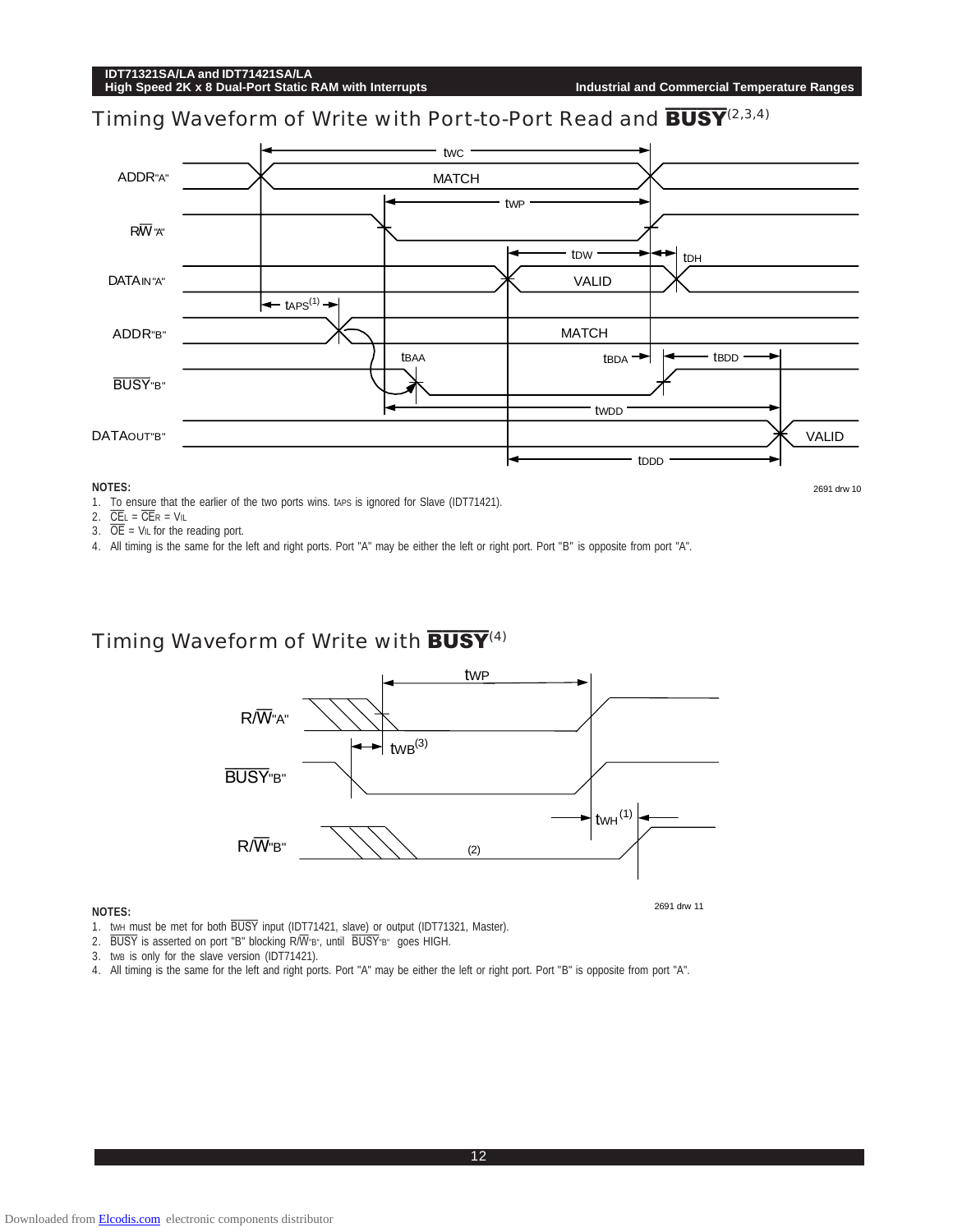## Timing Waveform of Write with Port-to-Port Read and $\overline{BUSY}$(2,3,4)

2691 drw 10

**NOTES:**

1. To ensure that the earlier of the two ports wins. $t_{APS}$ is ignored for Slave (IDT71421).
2. $\overline{CE}_L = \overline{CE}_R = V_{IL}$
3. $\overline{OE} = V_{IL}$ for the reading port.
4. All timing is the same for the left and right ports. Port "A" may be either the left or right port. Port "B" is opposite from port "A".

## Timing Waveform of Write with $\overline{BUSY}$(4)

2691 drw 11

**NOTES:**

1. $t_{WH}$ must be met for both $\overline{BUSY}$ input (IDT71421, slave) or output (IDT71321, Master).
2. $\overline{BUSY}$ is asserted on port "B" blocking R/$\overline{W}$"B", until $\overline{BUSY}$"B" goes HIGH.
3. $t_{WB}$ is only for the slave version (IDT71421).
4. All timing is the same for the left and right ports. Port "A" may be either the left or right port. Port "B" is opposite from port "A".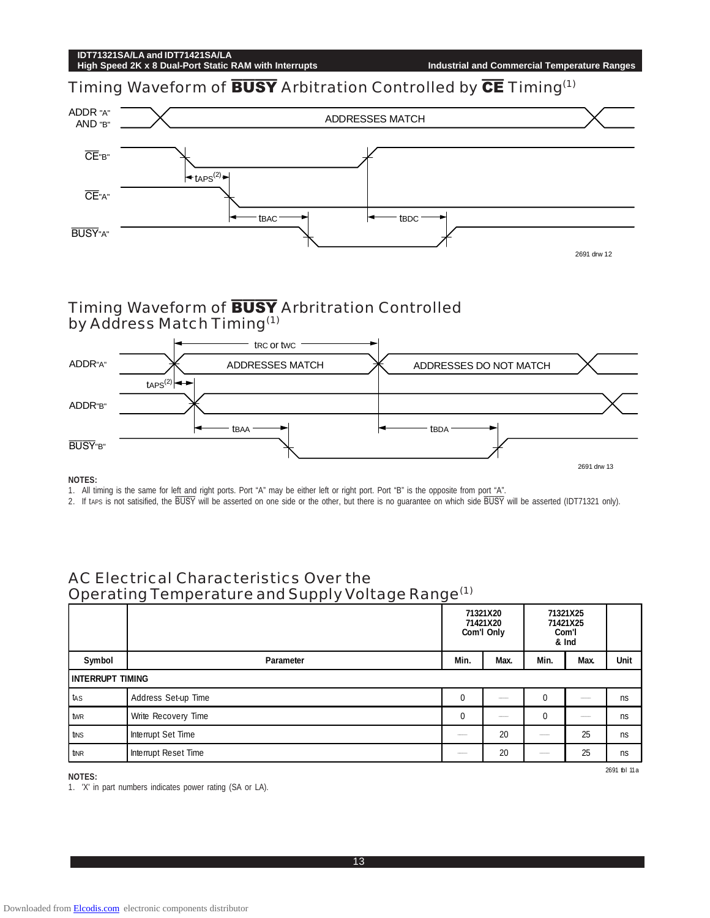## Timing Waveform of $\overline{\text{BUSY}}$ Arbitration Controlled by $\overline{\text{CE}}$ Timing[(1)]

ADDR "A" AND "B" — ADDRESSES MATCH

$\overline{\text{CE}}$"B"

$t_{APS}$[(2)]

$\overline{\text{CE}}$"A"

$t_{BAC}$ $t_{BDC}$

$\overline{\text{BUSY}}$"A"

2691 drw 12

## Timing Waveform of $\overline{\text{BUSY}}$ Arbitration Controlled by Address Match Timing[(1)]

$t_{RC}$ or $t_{WC}$

ADDR"A" — ADDRESSES MATCH — ADDRESSES DO NOT MATCH

$t_{APS}$[(2)]

ADDR"B"

$t_{BAA}$ $t_{BDA}$

$\overline{\text{BUSY}}$"B"

2691 drw 13

**NOTES:**

1. All timing is the same for left and right ports. Port "A" may be either left or right port. Port "B" is the opposite from port "A".
2. If $t_{APS}$ is not satisified, the $\overline{\text{BUSY}}$ will be asserted on one side or the other, but there is no guarantee on which side $\overline{\text{BUSY}}$ will be asserted (IDT71321 only).

## AC Electrical Characteristics Over the Operating Temperature and Supply Voltage Range[(1)]

| | | 71321X20 71421X20 Com'l Only | | 71321X25 71421X25 Com'l & Ind | | |
|---|---|---|---|---|---|---|
| **Symbol** | **Parameter** | **Min.** | **Max.** | **Min.** | **Max.** | **Unit** |
| **INTERRUPT TIMING** | | | | | | |
| $t_{AS}$ | Address Set-up Time | 0 | — | 0 | — | ns |
| $t_{WR}$ | Write Recovery Time | 0 | — | 0 | — | ns |
| $t_{INS}$ | Interrupt Set Time | — | 20 | — | 25 | ns |
| $t_{INR}$ | Interrupt Reset Time | — | 20 | — | 25 | ns |

2691 tbl 11a

**NOTES:**

1. 'X' in part numbers indicates power rating (SA or LA).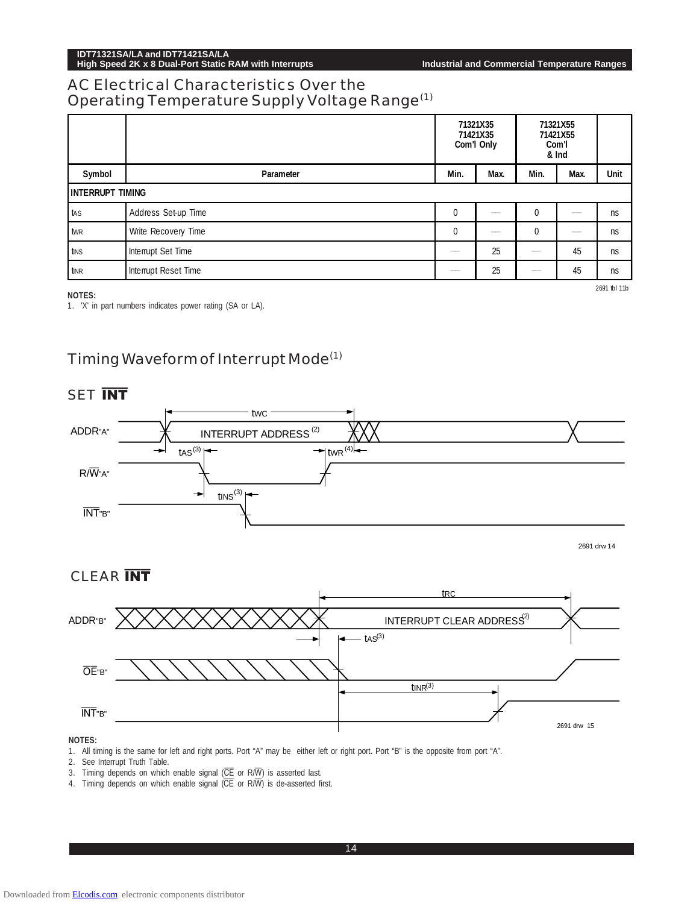## AC Electrical Characteristics Over the Operating Temperature Supply Voltage Range(1)

| Symbol | Parameter | 71321X35 71421X35 Com'l Only Min. | Max. | 71321X55 71421X55 Com'l & Ind Min. | Max. | Unit |
|---|---|---|---|---|---|---|
| **INTERRUPT TIMING** | | | | | | |
| $t_{AS}$ | Address Set-up Time | 0 | — | 0 | — | ns |
| $t_{WR}$ | Write Recovery Time | 0 | — | 0 | — | ns |
| $t_{INS}$ | Interrupt Set Time | — | 25 | — | 45 | ns |
| $t_{INR}$ | Interrupt Reset Time | — | 25 | — | 45 | ns |

2691 tbl 11b

**NOTES:**
1. 'X' in part numbers indicates power rating (SA or LA).

## Timing Waveform of Interrupt Mode(1)

### SET $\overline{INT}$

ADDR"A" — INTERRUPT ADDRESS(2); $t_{WC}$; $t_{AS}$(3); $t_{WR}$(4)

R/$\overline{W}$"A"

$t_{INS}$(3)

$\overline{INT}$"B"

2691 drw 14

### CLEAR $\overline{INT}$

ADDR"B" — INTERRUPT CLEAR ADDRESS(2); $t_{RC}$; $t_{AS}$(3)

$\overline{OE}$"B"

$t_{INR}$(3)

$\overline{INT}$"B"

2691 drw 15

**NOTES:**
1. All timing is the same for left and right ports. Port "A" may be either left or right port. Port "B" is the opposite from port "A".
2. See Interrupt Truth Table.
3. Timing depends on which enable signal ($\overline{CE}$ or R/$\overline{W}$) is asserted last.
4. Timing depends on which enable signal ($\overline{CE}$ or R/$\overline{W}$) is de-asserted first.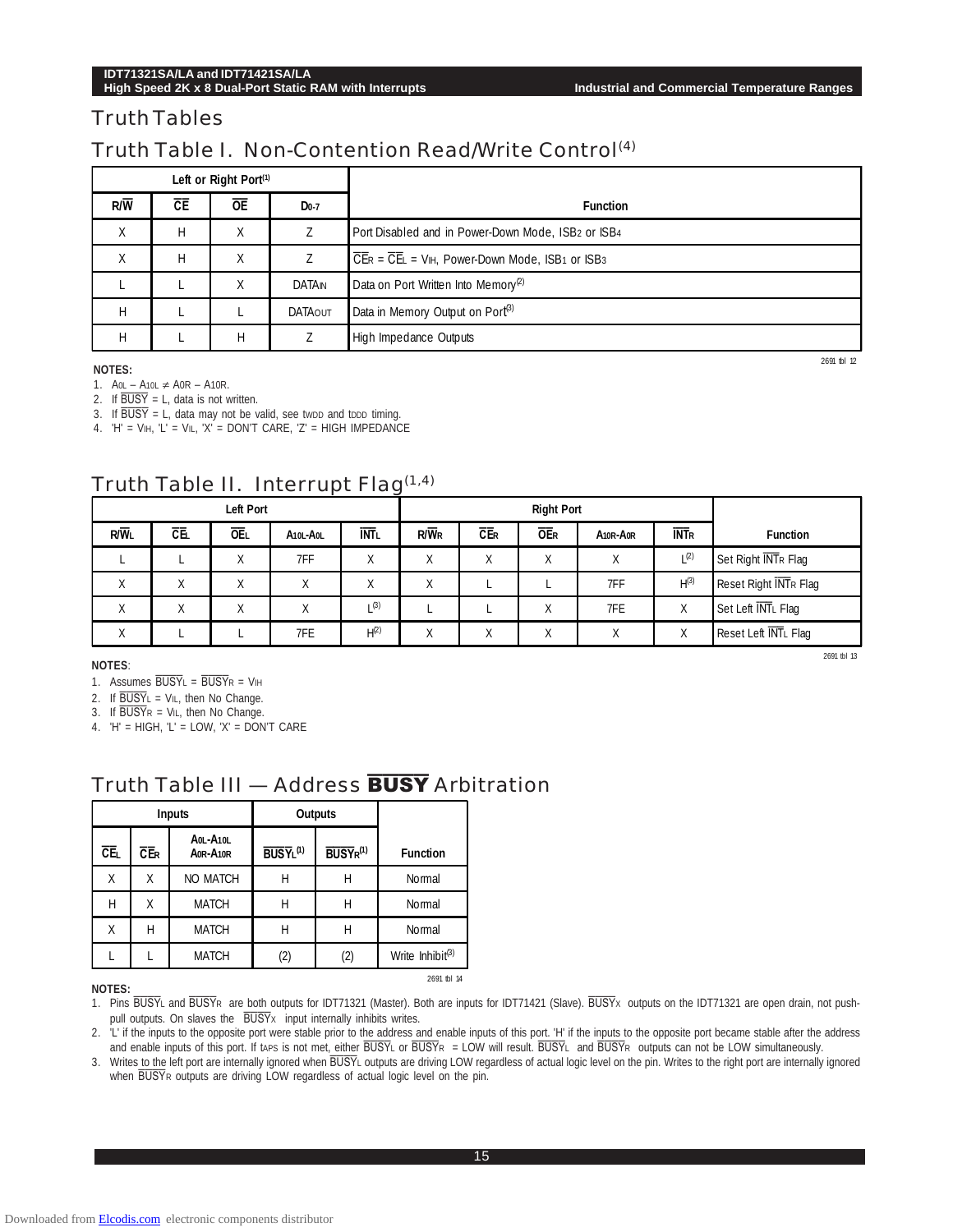# Truth Tables

## Truth Table I. Non-Contention Read/Write Control[4]

| Left or Right Port[1] | | | | Function |
|---|---|---|---|---|
| R/$\overline{W}$ | $\overline{CE}$ | $\overline{OE}$ | $D_{0-7}$ | |
| X | H | X | Z | Port Disabled and in Power-Down Mode, $I_{SB2}$ or $I_{SB4}$ |
| X | H | X | Z | $\overline{CE}_R = \overline{CE}_L = V_{IH}$, Power-Down Mode, $I_{SB1}$ or $I_{SB3}$ |
| L | L | X | $DATA_{IN}$ | Data on Port Written Into Memory[2] |
| H | L | L | $DATA_{OUT}$ | Data in Memory Output on Port[3] |
| H | L | H | Z | High Impedance Outputs |

2691 tbl 12

**NOTES:**

1. $A_{0L} - A_{10L} \neq A_{0R} - A_{10R}$.
2. If $\overline{BUSY}$ = L, data is not written.
3. If $\overline{BUSY}$ = L, data may not be valid, see $t_{WDD}$ and $t_{DDD}$ timing.
4. 'H' = $V_{IH}$, 'L' = $V_{IL}$, 'X' = DON'T CARE, 'Z' = HIGH IMPEDANCE

## Truth Table II. Interrupt Flag[1,4]

| Left Port | | | | | Right Port | | | | | Function |
|---|---|---|---|---|---|---|---|---|---|---|
| R/$\overline{W}_L$ | $\overline{CE}_L$ | $\overline{OE}_L$ | $A_{10L}$-$A_{0L}$ | $\overline{INT}_L$ | R/$\overline{W}_R$ | $\overline{CE}_R$ | $\overline{OE}_R$ | $A_{10R}$-$A_{0R}$ | $\overline{INT}_R$ | |
| L | L | X | 7FF | X | X | X | X | X | L[2] | Set Right $\overline{INT}_R$ Flag |
| X | X | X | X | X | X | L | L | 7FF | H[3] | Reset Right $\overline{INT}_R$ Flag |
| X | X | X | X | L[3] | L | L | X | 7FE | X | Set Left $\overline{INT}_L$ Flag |
| X | L | L | 7FE | H[2] | X | X | X | X | X | Reset Left $\overline{INT}_L$ Flag |

2691 tbl 13

**NOTES**:

1. Assumes $\overline{BUSY}_L = \overline{BUSY}_R = V_{IH}$
2. If $\overline{BUSY}_L = V_{IL}$, then No Change.
3. If $\overline{BUSY}_R = V_{IL}$, then No Change.
4. 'H' = HIGH, 'L' = LOW, 'X' = DON'T CARE

## Truth Table III — Address $\overline{BUSY}$ Arbitration

| Inputs | | | Outputs | | Function |
|---|---|---|---|---|---|
| $\overline{CE}_L$ | $\overline{CE}_R$ | $A_{0L}$-$A_{10L}$ $A_{0R}$-$A_{10R}$ | $\overline{BUSY}_L$[1] | $\overline{BUSY}_R$[1] | |
| X | X | NO MATCH | H | H | Normal |
| H | X | MATCH | H | H | Normal |
| X | H | MATCH | H | H | Normal |
| L | L | MATCH | (2) | (2) | Write Inhibit[3] |

2691 tbl 14

**NOTES:**

1. Pins $\overline{BUSY}_L$ and $\overline{BUSY}_R$ are both outputs for IDT71321 (Master). Both are inputs for IDT71421 (Slave). $\overline{BUSY}_X$ outputs on the IDT71321 are open drain, not push-pull outputs. On slaves the $\overline{BUSY}_X$ input internally inhibits writes.
2. 'L' if the inputs to the opposite port were stable prior to the address and enable inputs of this port. 'H' if the inputs to the opposite port became stable after the address and enable inputs of this port. If $t_{APS}$ is not met, either $\overline{BUSY}_L$ or $\overline{BUSY}_R$ = LOW will result. $\overline{BUSY}_L$ and $\overline{BUSY}_R$ outputs can not be LOW simultaneously.
3. Writes to the left port are internally ignored when $\overline{BUSY}_L$ outputs are driving LOW regardless of actual logic level on the pin. Writes to the right port are internally ignored when $\overline{BUSY}_R$ outputs are driving LOW regardless of actual logic level on the pin.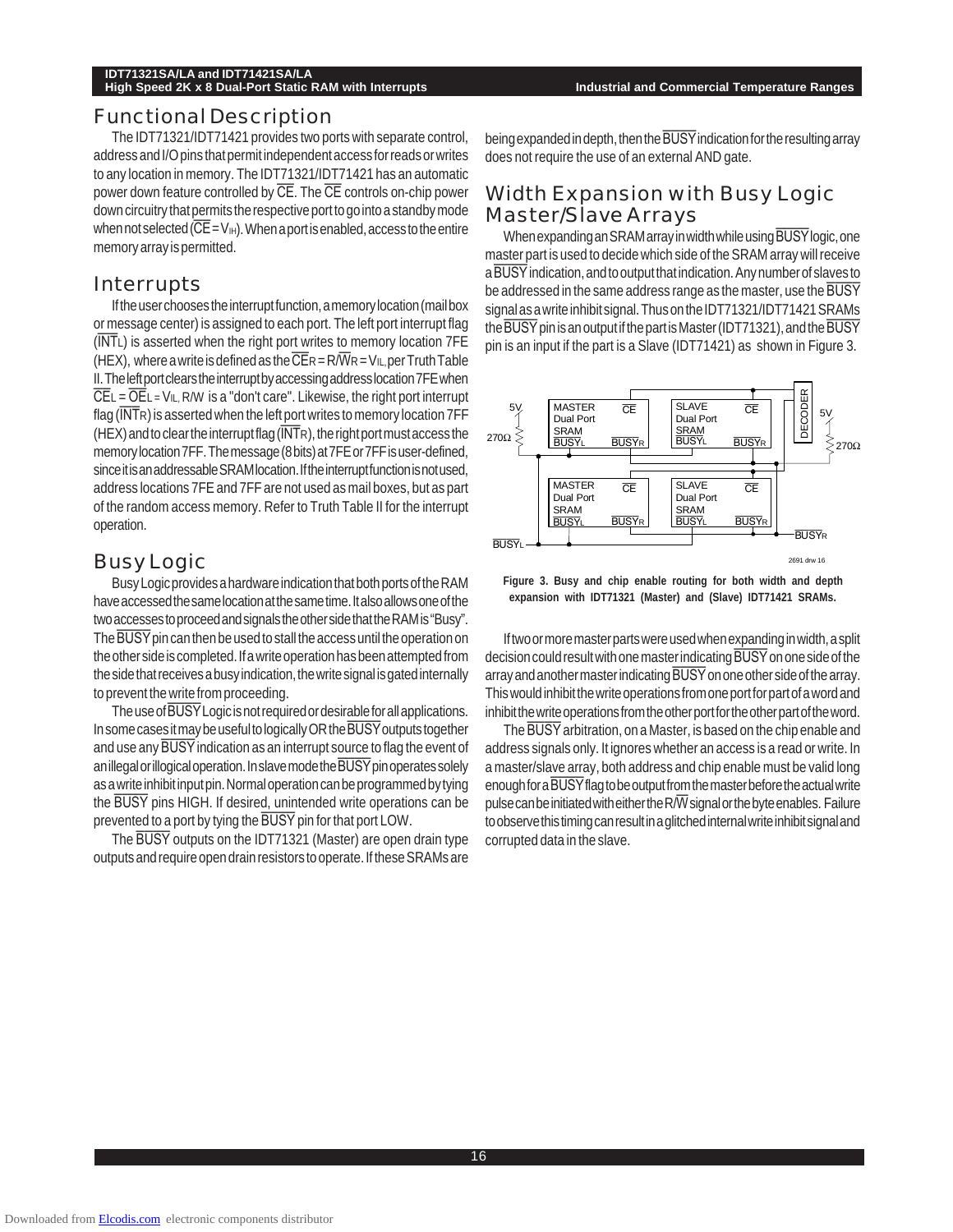## Functional Description

The IDT71321/IDT71421 provides two ports with separate control, address and I/O pins that permit independent access for reads or writes to any location in memory. The IDT71321/IDT71421 has an automatic power down feature controlled by $\overline{CE}$. The $\overline{CE}$ controls on-chip power down circuitry that permits the respective port to go into a standby mode when not selected ($\overline{CE} = V_{IH}$). When a port is enabled, access to the entire memory array is permitted.

## Interrupts

If the user chooses the interrupt function, a memory location (mail box or message center) is assigned to each port. The left port interrupt flag ($\overline{INT}_L$) is asserted when the right port writes to memory location 7FE (HEX), where a write is defined as the $\overline{CE}_R = R/\overline{W}_R = V_{IL}$, per Truth Table II. The left port clears the interrupt by accessing address location 7FE when $\overline{CE}_L = \overline{OE}_L = V_{IL}$, R/W is a "don't care". Likewise, the right port interrupt flag ($\overline{INT}_R$) is asserted when the left port writes to memory location 7FF (HEX) and to clear the interrupt flag ($\overline{INT}_R$), the right port must access the memory location 7FF. The message (8 bits) at 7FE or 7FF is user-defined, since it is an addressable SRAM location. If the interrupt function is not used, address locations 7FE and 7FF are not used as mail boxes, but as part of the random access memory. Refer to Truth Table II for the interrupt operation.

## Busy Logic

Busy Logic provides a hardware indication that both ports of the RAM have accessed the same location at the same time. It also allows one of the two accesses to proceed and signals the other side that the RAM is "Busy". The $\overline{BUSY}$ pin can then be used to stall the access until the operation on the other side is completed. If a write operation has been attempted from the side that receives a busy indication, the write signal is gated internally to prevent the write from proceeding.

The use of $\overline{BUSY}$ Logic is not required or desirable for all applications. In some cases it may be useful to logically OR the $\overline{BUSY}$ outputs together and use any $\overline{BUSY}$ indication as an interrupt source to flag the event of an illegal or illogical operation. In slave mode the $\overline{BUSY}$ pin operates solely as a write inhibit input pin. Normal operation can be programmed by tying the $\overline{BUSY}$ pins HIGH. If desired, unintended write operations can be prevented to a port by tying the $\overline{BUSY}$ pin for that port LOW.

The $\overline{BUSY}$ outputs on the IDT71321 (Master) are open drain type outputs and require open drain resistors to operate. If these SRAMs are being expanded in depth, then the $\overline{BUSY}$ indication for the resulting array does not require the use of an external AND gate.

## Width Expansion with Busy Logic Master/Slave Arrays

When expanding an SRAM array in width while using $\overline{BUSY}$ logic, one master part is used to decide which side of the SRAM array will receive a $\overline{BUSY}$ indication, and to output that indication. Any number of slaves to be addressed in the same address range as the master, use the $\overline{BUSY}$ signal as a write inhibit signal. Thus on the IDT71321/IDT71421 SRAMs the $\overline{BUSY}$ pin is an output if the part is Master (IDT71321), and the $\overline{BUSY}$ pin is an input if the part is a Slave (IDT71421) as shown in Figure 3.

Figure 3. Busy and chip enable routing for both width and depth expansion with IDT71321 (Master) and (Slave) IDT71421 SRAMs.

If two or more master parts were used when expanding in width, a split decision could result with one master indicating $\overline{BUSY}$ on one side of the array and another master indicating $\overline{BUSY}$ on one other side of the array. This would inhibit the write operations from one port for part of a word and inhibit the write operations from the other port for the other part of the word.

The $\overline{BUSY}$ arbitration, on a Master, is based on the chip enable and address signals only. It ignores whether an access is a read or write. In a master/slave array, both address and chip enable must be valid long enough for a $\overline{BUSY}$ flag to be output from the master before the actual write pulse can be initiated with either the R/$\overline{W}$ signal or the byte enables. Failure to observe this timing can result in a glitched internal write inhibit signal and corrupted data in the slave.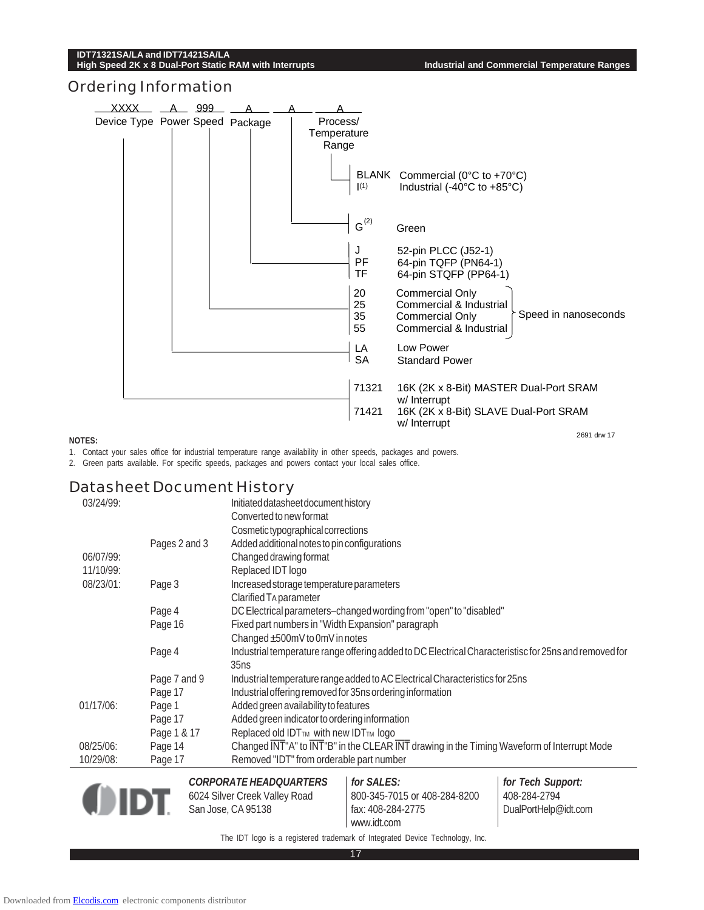## Ordering Information

XXXX A 999 A A A

Device Type Power Speed Package Process/Temperature Range

| | |
|---|---|
| BLANK | Commercial (0°C to +70°C) |
| I[1] | Industrial (-40°C to +85°C) |

| | |
|---|---|
| G[2] | Green |

| | |
|---|---|
| J | 52-pin PLCC (J52-1) |
| PF | 64-pin TQFP (PN64-1) |
| TF | 64-pin STQFP (PP64-1) |

| | | |
|---|---|---|
| 20 | Commercial Only | Speed in nanoseconds |
| 25 | Commercial & Industrial | |
| 35 | Commercial Only | |
| 55 | Commercial & Industrial | |

| | |
|---|---|
| LA | Low Power |
| SA | Standard Power |

| | |
|---|---|
| 71321 | 16K (2K x 8-Bit) MASTER Dual-Port SRAM w/ Interrupt |
| 71421 | 16K (2K x 8-Bit) SLAVE Dual-Port SRAM w/ Interrupt |

2691 drw 17

**NOTES:**

1. Contact your sales office for industrial temperature range availability in other speeds, packages and powers.
2. Green parts available. For specific speeds, packages and powers contact your local sales office.

## Datasheet Document History

| | | |
|---|---|---|
| 03/24/99: | | Initiated datasheet document history |
| | | Converted to new format |
| | | Cosmetic typographical corrections |
| | Pages 2 and 3 | Added additional notes to pin configurations |
| 06/07/99: | | Changed drawing format |
| 11/10/99: | | Replaced IDT logo |
| 08/23/01: | Page 3 | Increased storage temperature parameters |
| | | Clarified $T_A$ parameter |
| | Page 4 | DC Electrical parameters–changed wording from "open" to "disabled" |
| | Page 16 | Fixed part numbers in "Width Expansion" paragraph |
| | | Changed ±500mV to 0mV in notes |
| | Page 4 | Industrial temperature range offering added to DC Electrical Characteristisc for 25ns and removed for 35ns |
| | Page 7 and 9 | Industrial temperature range added to AC Electrical Characteristics for 25ns |
| | Page 17 | Industrial offering removed for 35ns ordering information |
| 01/17/06: | Page 1 | Added green availability to features |
| | Page 17 | Added green indicator to ordering information |
| | Page 1 & 17 | Replaced old IDT™ with new IDT™ logo |
| 08/25/06: | Page 14 | Changed $\overline{INT}$"A" to $\overline{INT}$"B" in the CLEAR $\overline{INT}$ drawing in the Timing Waveform of Interrupt Mode |
| 10/29/08: | Page 17 | Removed "IDT" from orderable part number |

***CORPORATE HEADQUARTERS***
6024 Silver Creek Valley Road
San Jose, CA 95138

***for SALES:***
800-345-7015 or 408-284-8200
fax: 408-284-2775
www.idt.com

***for Tech Support:***
408-284-2794
DualPortHelp@idt.com

The IDT logo is a registered trademark of Integrated Device Technology, Inc.